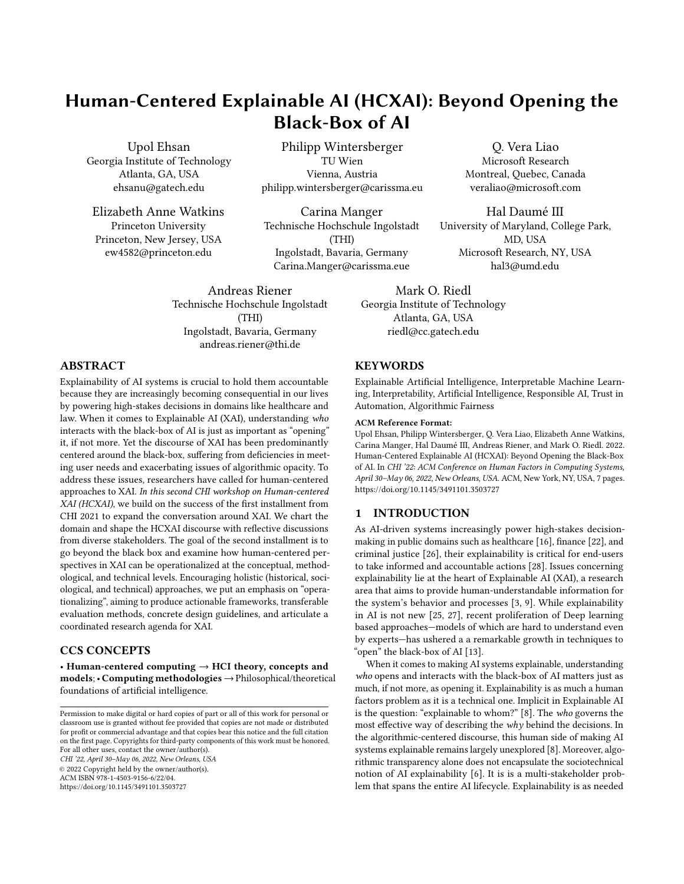# Human-Centered Explainable AI (HCXAI): Beyond Opening the Black-Box of AI

Upol Ehsan
Georgia Institute of Technology
Atlanta, GA, USA
ehsanu@gatech.edu

Philipp Wintersberger
TU Wien
Vienna, Austria
philipp.wintersberger@carissma.eu

Q. Vera Liao
Microsoft Research
Montreal, Quebec, Canada
veraliao@microsoft.com

Elizabeth Anne Watkins
Princeton University
Princeton, New Jersey, USA
ew4582@princeton.edu

Carina Manger
Technische Hochschule Ingolstadt (THI)
Ingolstadt, Bavaria, Germany
Carina.Manger@carissma.eue

Hal Daumé III
University of Maryland, College Park, MD, USA
Microsoft Research, NY, USA
hal3@umd.edu

Andreas Riener
Technische Hochschule Ingolstadt (THI)
Ingolstadt, Bavaria, Germany
andreas.riener@thi.de

Mark O. Riedl
Georgia Institute of Technology
Atlanta, GA, USA
riedl@cc.gatech.edu

## ABSTRACT

Explainability of AI systems is crucial to hold them accountable because they are increasingly becoming consequential in our lives by powering high-stakes decisions in domains like healthcare and law. When it comes to Explainable AI (XAI), understanding *who* interacts with the black-box of AI is just as important as "opening" it, if not more. Yet the discourse of XAI has been predominantly centered around the black-box, suffering from deficiencies in meeting user needs and exacerbating issues of algorithmic opacity. To address these issues, researchers have called for human-centered approaches to XAI. *In this second CHI workshop on Human-centered XAI (HCXAI)*, we build on the success of the first installment from CHI 2021 to expand the conversation around XAI. We chart the domain and shape the HCXAI discourse with reflective discussions from diverse stakeholders. The goal of the second installment is to go beyond the black box and examine how human-centered perspectives in XAI can be operationalized at the conceptual, methodological, and technical levels. Encouraging holistic (historical, sociological, and technical) approaches, we put an emphasis on "operationalizing", aiming to produce actionable frameworks, transferable evaluation methods, concrete design guidelines, and articulate a coordinated research agenda for XAI.

## CCS CONCEPTS

• **Human-centered computing** → **HCI theory, concepts and models**; • **Computing methodologies** → Philosophical/theoretical foundations of artificial intelligence.

## KEYWORDS

Explainable Artificial Intelligence, Interpretable Machine Learning, Interpretability, Artificial Intelligence, Responsible AI, Trust in Automation, Algorithmic Fairness

**ACM Reference Format:**
Upol Ehsan, Philipp Wintersberger, Q. Vera Liao, Elizabeth Anne Watkins, Carina Manger, Hal Daumé III, Andreas Riener, and Mark O. Riedl. 2022. Human-Centered Explainable AI (HCXAI): Beyond Opening the Black-Box of AI. In *CHI '22: ACM Conference on Human Factors in Computing Systems, April 30–May 06, 2022, New Orleans, USA.* ACM, New York, NY, USA, 7 pages. https://doi.org/10.1145/3491101.3503727

## 1 INTRODUCTION

As AI-driven systems increasingly power high-stakes decision-making in public domains such as healthcare [16], finance [22], and criminal justice [26], their explainability is critical for end-users to take informed and accountable actions [28]. Issues concerning explainability lie at the heart of Explainable AI (XAI), a research area that aims to provide human-understandable information for the system's behavior and processes [3, 9]. While explainability in AI is not new [25, 27], recent proliferation of Deep learning based approaches—models of which are hard to understand even by experts—has ushered a a remarkable growth in techniques to "open" the black-box of AI [13].

When it comes to making AI systems explainable, understanding *who* opens and interacts with the black-box of AI matters just as much, if not more, as opening it. Explainability is as much a human factors problem as it is a technical one. Implicit in Explainable AI is the question: "explainable to whom?" [8]. The *who* governs the most effective way of describing the *why* behind the decisions. In the algorithmic-centered discourse, this human side of making AI systems explainable remains largely unexplored [8]. Moreover, algorithmic transparency alone does not encapsulate the sociotechnical notion of AI explainability [6]. It is is a multi-stakeholder problem that spans the entire AI lifecycle. Explainability is as needed

Permission to make digital or hard copies of part or all of this work for personal or classroom use is granted without fee provided that copies are not made or distributed for profit or commercial advantage and that copies bear this notice and the full citation on the first page. Copyrights for third-party components of this work must be honored. For all other uses, contact the owner/author(s).
*CHI '22, April 30–May 06, 2022, New Orleans, USA*
© 2022 Copyright held by the owner/author(s).
ACM ISBN 978-1-4503-9156-6/22/04.
https://doi.org/10.1145/3491101.3503727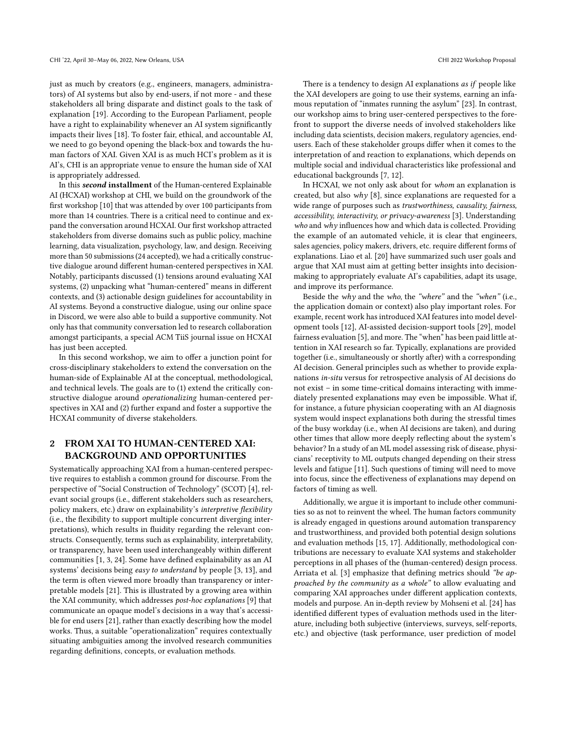just as much by creators (e.g., engineers, managers, administrators) of AI systems but also by end-users, if not more - and these stakeholders all bring disparate and distinct goals to the task of explanation [19]. According to the European Parliament, people have a right to explainability whenever an AI system significantly impacts their lives [18]. To foster fair, ethical, and accountable AI, we need to go beyond opening the black-box and towards the human factors of XAI. Given XAI is as much HCI's problem as it is AI's, CHI is an appropriate venue to ensure the human side of XAI is appropriately addressed.

In this ***second*** **installment** of the Human-centered Explainable AI (HCXAI) workshop at CHI, we build on the groundwork of the first workshop [10] that was attended by over 100 participants from more than 14 countries. There is a critical need to continue and expand the conversation around HCXAI. Our first workshop attracted stakeholders from diverse domains such as public policy, machine learning, data visualization, psychology, law, and design. Receiving more than 50 submissions (24 accepted), we had a critically constructive dialogue around different human-centered perspectives in XAI. Notably, participants discussed (1) tensions around evaluating XAI systems, (2) unpacking what "human-centered" means in different contexts, and (3) actionable design guidelines for accountability in AI systems. Beyond a constructive dialogue, using our online space in Discord, we were also able to build a supportive community. Not only has that community conversation led to research collaboration amongst participants, a special ACM TiiS journal issue on HCXAI has just been accepted.

In this second workshop, we aim to offer a junction point for cross-disciplinary stakeholders to extend the conversation on the human-side of Explainable AI at the conceptual, methodological, and technical levels. The goals are to (1) extend the critically constructive dialogue around *operationalizing* human-centered perspectives in XAI and (2) further expand and foster a supportive the HCXAI community of diverse stakeholders.

## 2 FROM XAI TO HUMAN-CENTERED XAI: BACKGROUND AND OPPORTUNITIES

Systematically approaching XAI from a human-centered perspective requires to establish a common ground for discourse. From the perspective of "Social Construction of Technology" (SCOT) [4], relevant social groups (i.e., different stakeholders such as researchers, policy makers, etc.) draw on explainability's *interpretive flexibility* (i.e., the flexibility to support multiple concurrent diverging interpretations), which results in fluidity regarding the relevant constructs. Consequently, terms such as explainability, interpretability, or transparency, have been used interchangeably within different communities [1, 3, 24]. Some have defined explainability as an AI systems' decisions being *easy to understand* by people [3, 13], and the term is often viewed more broadly than transparency or interpretable models [21]. This is illustrated by a growing area within the XAI community, which addresses *post-hoc explanations* [9] that communicate an opaque model's decisions in a way that's accessible for end users [21], rather than exactly describing how the model works. Thus, a suitable "operationalization" requires contextually situating ambiguities among the involved research communities regarding definitions, concepts, or evaluation methods.

There is a tendency to design AI explanations *as if* people like the XAI developers are going to use their systems, earning an infamous reputation of "inmates running the asylum" [23]. In contrast, our workshop aims to bring user-centered perspectives to the forefront to support the diverse needs of involved stakeholders like including data scientists, decision makers, regulatory agencies, end-users. Each of these stakeholder groups differ when it comes to the interpretation of and reaction to explanations, which depends on multiple social and individual characteristics like professional and educational backgrounds [7, 12].

In HCXAI, we not only ask about for *whom* an explanation is created, but also *why* [8], since explanations are requested for a wide range of purposes such as *trustworthiness, causality, fairness, accessibility, interactivity, or privacy-awareness* [3]. Understanding *who* and *why* influences how and which data is collected. Providing the example of an automated vehicle, it is clear that engineers, sales agencies, policy makers, drivers, etc. require different forms of explanations. Liao et al. [20] have summarized such user goals and argue that XAI must aim at getting better insights into decision-making to appropriately evaluate AI's capabilities, adapt its usage, and improve its performance.

Beside the *why* and the *who*, the *"where"* and the *"when"* (i.e., the application domain or context) also play important roles. For example, recent work has introduced XAI features into model development tools [12], AI-assisted decision-support tools [29], model fairness evaluation [5], and more. The "when" has been paid little attention in XAI research so far. Typically, explanations are provided together (i.e., simultaneously or shortly after) with a corresponding AI decision. General principles such as whether to provide explanations *in-situ* versus for retrospective analysis of AI decisions do not exist – in some time-critical domains interacting with immediately presented explanations may even be impossible. What if, for instance, a future physician cooperating with an AI diagnosis system would inspect explanations both during the stressful times of the busy workday (i.e., when AI decisions are taken), and during other times that allow more deeply reflecting about the system's behavior? In a study of an ML model assessing risk of disease, physicians' receptivity to ML outputs changed depending on their stress levels and fatigue [11]. Such questions of timing will need to move into focus, since the effectiveness of explanations may depend on factors of timing as well.

Additionally, we argue it is important to include other communities so as not to reinvent the wheel. The human factors community is already engaged in questions around automation transparency and trustworthiness, and provided both potential design solutions and evaluation methods [15, 17]. Additionally, methodological contributions are necessary to evaluate XAI systems and stakeholder perceptions in all phases of the (human-centered) design process. Arriata et al. [3] emphasize that defining metrics should *"be approached by the community as a whole"* to allow evaluating and comparing XAI approaches under different application contexts, models and purpose. An in-depth review by Mohseni et al. [24] has identified different types of evaluation methods used in the literature, including both subjective (interviews, surveys, self-reports, etc.) and objective (task performance, user prediction of model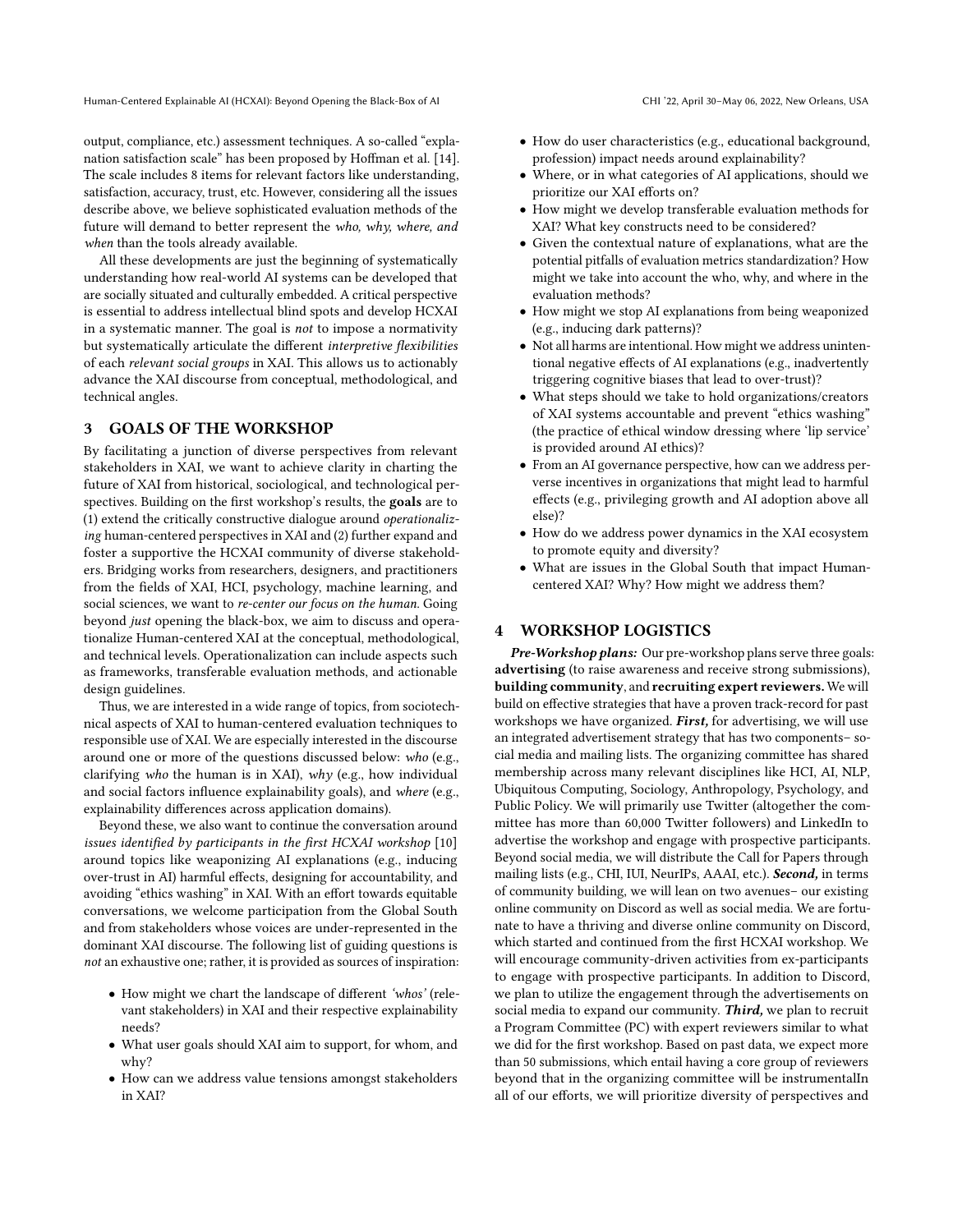output, compliance, etc.) assessment techniques. A so-called "explanation satisfaction scale" has been proposed by Hoffman et al. [14]. The scale includes 8 items for relevant factors like understanding, satisfaction, accuracy, trust, etc. However, considering all the issues describe above, we believe sophisticated evaluation methods of the future will demand to better represent the *who, why, where, and when* than the tools already available.

All these developments are just the beginning of systematically understanding how real-world AI systems can be developed that are socially situated and culturally embedded. A critical perspective is essential to address intellectual blind spots and develop HCXAI in a systematic manner. The goal is *not* to impose a normativity but systematically articulate the different *interpretive flexibilities* of each *relevant social groups* in XAI. This allows us to actionably advance the XAI discourse from conceptual, methodological, and technical angles.

## 3 GOALS OF THE WORKSHOP

By facilitating a junction of diverse perspectives from relevant stakeholders in XAI, we want to achieve clarity in charting the future of XAI from historical, sociological, and technological perspectives. Building on the first workshop's results, the **goals** are to (1) extend the critically constructive dialogue around *operationalizing* human-centered perspectives in XAI and (2) further expand and foster a supportive the HCXAI community of diverse stakeholders. Bridging works from researchers, designers, and practitioners from the fields of XAI, HCI, psychology, machine learning, and social sciences, we want to *re-center our focus on the human*. Going beyond *just* opening the black-box, we aim to discuss and operationalize Human-centered XAI at the conceptual, methodological, and technical levels. Operationalization can include aspects such as frameworks, transferable evaluation methods, and actionable design guidelines.

Thus, we are interested in a wide range of topics, from sociotechnical aspects of XAI to human-centered evaluation techniques to responsible use of XAI. We are especially interested in the discourse around one or more of the questions discussed below: *who* (e.g., clarifying *who* the human is in XAI), *why* (e.g., how individual and social factors influence explainability goals), and *where* (e.g., explainability differences across application domains).

Beyond these, we also want to continue the conversation around *issues identified by participants in the first HCXAI workshop* [10] around topics like weaponizing AI explanations (e.g., inducing over-trust in AI) harmful effects, designing for accountability, and avoiding "ethics washing" in XAI. With an effort towards equitable conversations, we welcome participation from the Global South and from stakeholders whose voices are under-represented in the dominant XAI discourse. The following list of guiding questions is *not* an exhaustive one; rather, it is provided as sources of inspiration:

- How might we chart the landscape of different *'whos'* (relevant stakeholders) in XAI and their respective explainability needs?
- What user goals should XAI aim to support, for whom, and why?
- How can we address value tensions amongst stakeholders in XAI?
- How do user characteristics (e.g., educational background, profession) impact needs around explainability?
- Where, or in what categories of AI applications, should we prioritize our XAI efforts on?
- How might we develop transferable evaluation methods for XAI? What key constructs need to be considered?
- Given the contextual nature of explanations, what are the potential pitfalls of evaluation metrics standardization? How might we take into account the who, why, and where in the evaluation methods?
- How might we stop AI explanations from being weaponized (e.g., inducing dark patterns)?
- Not all harms are intentional. How might we address unintentional negative effects of AI explanations (e.g., inadvertently triggering cognitive biases that lead to over-trust)?
- What steps should we take to hold organizations/creators of XAI systems accountable and prevent "ethics washing" (the practice of ethical window dressing where 'lip service' is provided around AI ethics)?
- From an AI governance perspective, how can we address perverse incentives in organizations that might lead to harmful effects (e.g., privileging growth and AI adoption above all else)?
- How do we address power dynamics in the XAI ecosystem to promote equity and diversity?
- What are issues in the Global South that impact Human-centered XAI? Why? How might we address them?

## 4 WORKSHOP LOGISTICS

***Pre-Workshop plans:*** Our pre-workshop plans serve three goals: **advertising** (to raise awareness and receive strong submissions), **building community**, and **recruiting expert reviewers.** We will build on effective strategies that have a proven track-record for past workshops we have organized. ***First,*** for advertising, we will use an integrated advertisement strategy that has two components– social media and mailing lists. The organizing committee has shared membership across many relevant disciplines like HCI, AI, NLP, Ubiquitous Computing, Sociology, Anthropology, Psychology, and Public Policy. We will primarily use Twitter (altogether the committee has more than 60,000 Twitter followers) and LinkedIn to advertise the workshop and engage with prospective participants. Beyond social media, we will distribute the Call for Papers through mailing lists (e.g., CHI, IUI, NeurIPs, AAAI, etc.). ***Second,*** in terms of community building, we will lean on two avenues– our existing online community on Discord as well as social media. We are fortunate to have a thriving and diverse online community on Discord, which started and continued from the first HCXAI workshop. We will encourage community-driven activities from ex-participants to engage with prospective participants. In addition to Discord, we plan to utilize the engagement through the advertisements on social media to expand our community. ***Third,*** we plan to recruit a Program Committee (PC) with expert reviewers similar to what we did for the first workshop. Based on past data, we expect more than 50 submissions, which entail having a core group of reviewers beyond that in the organizing committee will be instrumentalIn all of our efforts, we will prioritize diversity of perspectives and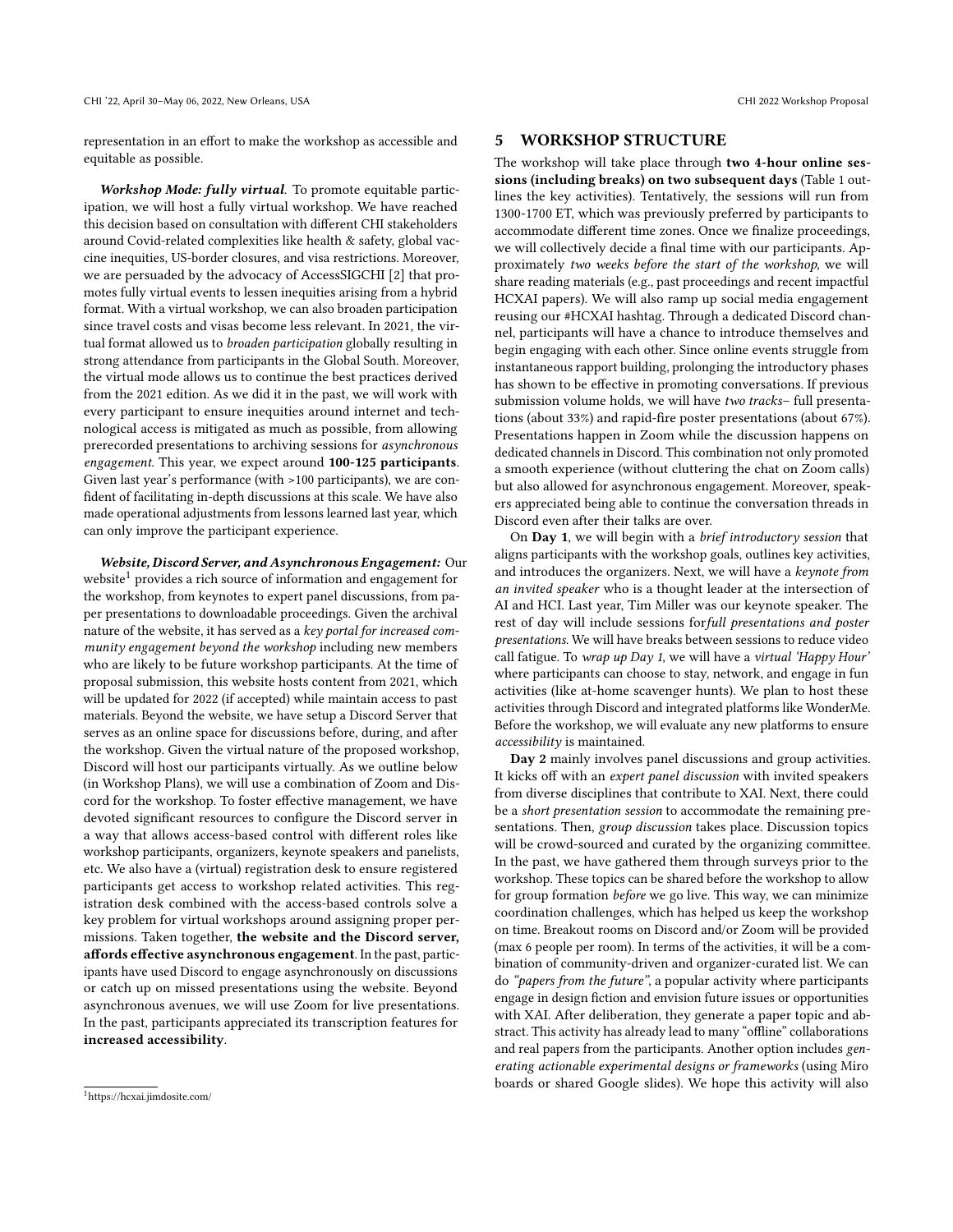representation in an effort to make the workshop as accessible and equitable as possible.

***Workshop Mode: fully virtual.*** To promote equitable participation, we will host a fully virtual workshop. We have reached this decision based on consultation with different CHI stakeholders around Covid-related complexities like health & safety, global vaccine inequities, US-border closures, and visa restrictions. Moreover, we are persuaded by the advocacy of AccessSIGCHI [2] that promotes fully virtual events to lessen inequities arising from a hybrid format. With a virtual workshop, we can also broaden participation since travel costs and visas become less relevant. In 2021, the virtual format allowed us to *broaden participation* globally resulting in strong attendance from participants in the Global South. Moreover, the virtual mode allows us to continue the best practices derived from the 2021 edition. As we did it in the past, we will work with every participant to ensure inequities around internet and technological access is mitigated as much as possible, from allowing prerecorded presentations to archiving sessions for *asynchronous engagement*. This year, we expect around **100-125 participants**. Given last year's performance (with >100 participants), we are confident of facilitating in-depth discussions at this scale. We have also made operational adjustments from lessons learned last year, which can only improve the participant experience.

***Website, Discord Server, and Asynchronous Engagement:*** Our website[1] provides a rich source of information and engagement for the workshop, from keynotes to expert panel discussions, from paper presentations to downloadable proceedings. Given the archival nature of the website, it has served as a *key portal for increased community engagement beyond the workshop* including new members who are likely to be future workshop participants. At the time of proposal submission, this website hosts content from 2021, which will be updated for 2022 (if accepted) while maintain access to past materials. Beyond the website, we have setup a Discord Server that serves as an online space for discussions before, during, and after the workshop. Given the virtual nature of the proposed workshop, Discord will host our participants virtually. As we outline below (in Workshop Plans), we will use a combination of Zoom and Discord for the workshop. To foster effective management, we have devoted significant resources to configure the Discord server in a way that allows access-based control with different roles like workshop participants, organizers, keynote speakers and panelists, etc. We also have a (virtual) registration desk to ensure registered participants get access to workshop related activities. This registration desk combined with the access-based controls solve a key problem for virtual workshops around assigning proper permissions. Taken together, **the website and the Discord server, affords effective asynchronous engagement**. In the past, participants have used Discord to engage asynchronously on discussions or catch up on missed presentations using the website. Beyond asynchronous avenues, we will use Zoom for live presentations. In the past, participants appreciated its transcription features for **increased accessibility**.

[1] https://hcxai.jimdosite.com/

## 5 WORKSHOP STRUCTURE

The workshop will take place through **two 4-hour online sessions (including breaks) on two subsequent days** (Table 1 outlines the key activities). Tentatively, the sessions will run from 1300-1700 ET, which was previously preferred by participants to accommodate different time zones. Once we finalize proceedings, we will collectively decide a final time with our participants. Approximately *two weeks before the start of the workshop,* we will share reading materials (e.g., past proceedings and recent impactful HCXAI papers). We will also ramp up social media engagement reusing our #HCXAI hashtag. Through a dedicated Discord channel, participants will have a chance to introduce themselves and begin engaging with each other. Since online events struggle from instantaneous rapport building, prolonging the introductory phases has shown to be effective in promoting conversations. If previous submission volume holds, we will have *two tracks*– full presentations (about 33%) and rapid-fire poster presentations (about 67%). Presentations happen in Zoom while the discussion happens on dedicated channels in Discord. This combination not only promoted a smooth experience (without cluttering the chat on Zoom calls) but also allowed for asynchronous engagement. Moreover, speakers appreciated being able to continue the conversation threads in Discord even after their talks are over.

On **Day 1**, we will begin with a *brief introductory session* that aligns participants with the workshop goals, outlines key activities, and introduces the organizers. Next, we will have a *keynote from an invited speaker* who is a thought leader at the intersection of AI and HCI. Last year, Tim Miller was our keynote speaker. The rest of day will include sessions for*full presentations and poster presentations*. We will have breaks between sessions to reduce video call fatigue. To *wrap up Day 1*, we will have a *virtual 'Happy Hour'* where participants can choose to stay, network, and engage in fun activities (like at-home scavenger hunts). We plan to host these activities through Discord and integrated platforms like WonderMe. Before the workshop, we will evaluate any new platforms to ensure *accessibility* is maintained.

**Day 2** mainly involves panel discussions and group activities. It kicks off with an *expert panel discussion* with invited speakers from diverse disciplines that contribute to XAI. Next, there could be a *short presentation session* to accommodate the remaining presentations. Then, *group discussion* takes place. Discussion topics will be crowd-sourced and curated by the organizing committee. In the past, we have gathered them through surveys prior to the workshop. These topics can be shared before the workshop to allow for group formation *before* we go live. This way, we can minimize coordination challenges, which has helped us keep the workshop on time. Breakout rooms on Discord and/or Zoom will be provided (max 6 people per room). In terms of the activities, it will be a combination of community-driven and organizer-curated list. We can do *"papers from the future"*, a popular activity where participants engage in design fiction and envision future issues or opportunities with XAI. After deliberation, they generate a paper topic and abstract. This activity has already lead to many "offline" collaborations and real papers from the participants. Another option includes *generating actionable experimental designs or frameworks* (using Miro boards or shared Google slides). We hope this activity will also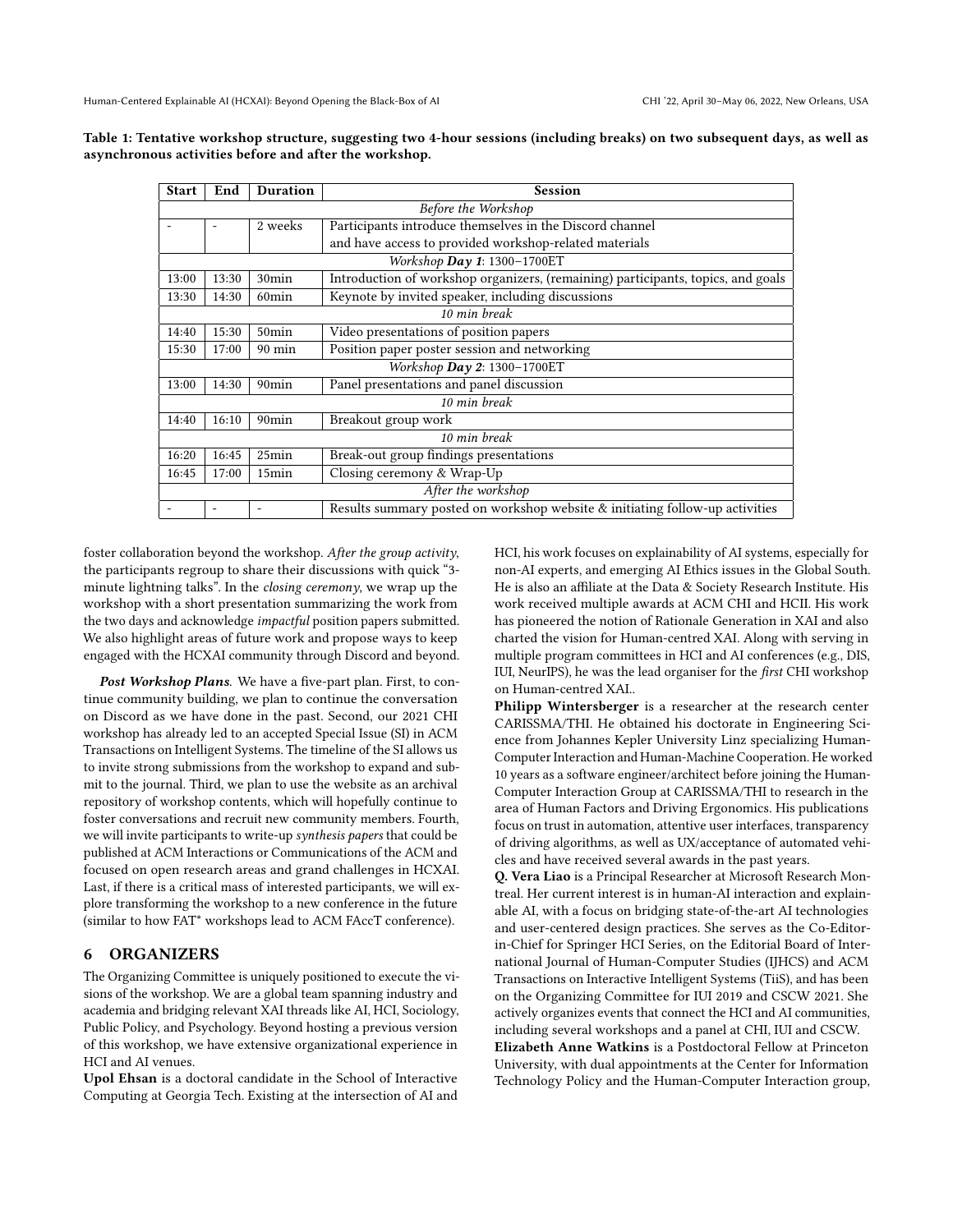Table 1: Tentative workshop structure, suggesting two 4-hour sessions (including breaks) on two subsequent days, as well as asynchronous activities before and after the workshop.

| Start | End | Duration | Session |
|---|---|---|---|
| *Before the Workshop* | | | |
| - | - | 2 weeks | Participants introduce themselves in the Discord channel and have access to provided workshop-related materials |
| *Workshop **Day 1**: 1300–1700ET* | | | |
| 13:00 | 13:30 | 30min | Introduction of workshop organizers, (remaining) participants, topics, and goals |
| 13:30 | 14:30 | 60min | Keynote by invited speaker, including discussions |
| *10 min break* | | | |
| 14:40 | 15:30 | 50min | Video presentations of position papers |
| 15:30 | 17:00 | 90 min | Position paper poster session and networking |
| *Workshop **Day 2**: 1300–1700ET* | | | |
| 13:00 | 14:30 | 90min | Panel presentations and panel discussion |
| *10 min break* | | | |
| 14:40 | 16:10 | 90min | Breakout group work |
| *10 min break* | | | |
| 16:20 | 16:45 | 25min | Break-out group findings presentations |
| 16:45 | 17:00 | 15min | Closing ceremony & Wrap-Up |
| *After the workshop* | | | |
| - | - | - | Results summary posted on workshop website & initiating follow-up activities |

foster collaboration beyond the workshop. *After the group activity*, the participants regroup to share their discussions with quick "3-minute lightning talks". In the *closing ceremony*, we wrap up the workshop with a short presentation summarizing the work from the two days and acknowledge *impactful* position papers submitted. We also highlight areas of future work and propose ways to keep engaged with the HCXAI community through Discord and beyond.

***Post Workshop Plans.*** We have a five-part plan. First, to continue community building, we plan to continue the conversation on Discord as we have done in the past. Second, our 2021 CHI workshop has already led to an accepted Special Issue (SI) in ACM Transactions on Intelligent Systems. The timeline of the SI allows us to invite strong submissions from the workshop to expand and submit to the journal. Third, we plan to use the website as an archival repository of workshop contents, which will hopefully continue to foster conversations and recruit new community members. Fourth, we will invite participants to write-up *synthesis papers* that could be published at ACM Interactions or Communications of the ACM and focused on open research areas and grand challenges in HCXAI. Last, if there is a critical mass of interested participants, we will explore transforming the workshop to a new conference in the future (similar to how FAT* workshops lead to ACM FAccT conference).

## 6 ORGANIZERS

The Organizing Committee is uniquely positioned to execute the visions of the workshop. We are a global team spanning industry and academia and bridging relevant XAI threads like AI, HCI, Sociology, Public Policy, and Psychology. Beyond hosting a previous version of this workshop, we have extensive organizational experience in HCI and AI venues.

**Upol Ehsan** is a doctoral candidate in the School of Interactive Computing at Georgia Tech. Existing at the intersection of AI and HCI, his work focuses on explainability of AI systems, especially for non-AI experts, and emerging AI Ethics issues in the Global South. He is also an affiliate at the Data & Society Research Institute. His work received multiple awards at ACM CHI and HCII. His work has pioneered the notion of Rationale Generation in XAI and also charted the vision for Human-centred XAI. Along with serving in multiple program committees in HCI and AI conferences (e.g., DIS, IUI, NeurIPS), he was the lead organiser for the *first* CHI workshop on Human-centred XAI..

**Philipp Wintersberger** is a researcher at the research center CARISSMA/THI. He obtained his doctorate in Engineering Science from Johannes Kepler University Linz specializing Human-Computer Interaction and Human-Machine Cooperation. He worked 10 years as a software engineer/architect before joining the Human-Computer Interaction Group at CARISSMA/THI to research in the area of Human Factors and Driving Ergonomics. His publications focus on trust in automation, attentive user interfaces, transparency of driving algorithms, as well as UX/acceptance of automated vehicles and have received several awards in the past years.

**Q. Vera Liao** is a Principal Researcher at Microsoft Research Montreal. Her current interest is in human-AI interaction and explainable AI, with a focus on bridging state-of-the-art AI technologies and user-centered design practices. She serves as the Co-Editor-in-Chief for Springer HCI Series, on the Editorial Board of International Journal of Human-Computer Studies (IJHCS) and ACM Transactions on Interactive Intelligent Systems (TiiS), and has been on the Organizing Committee for IUI 2019 and CSCW 2021. She actively organizes events that connect the HCI and AI communities, including several workshops and a panel at CHI, IUI and CSCW.

**Elizabeth Anne Watkins** is a Postdoctoral Fellow at Princeton University, with dual appointments at the Center for Information Technology Policy and the Human-Computer Interaction group,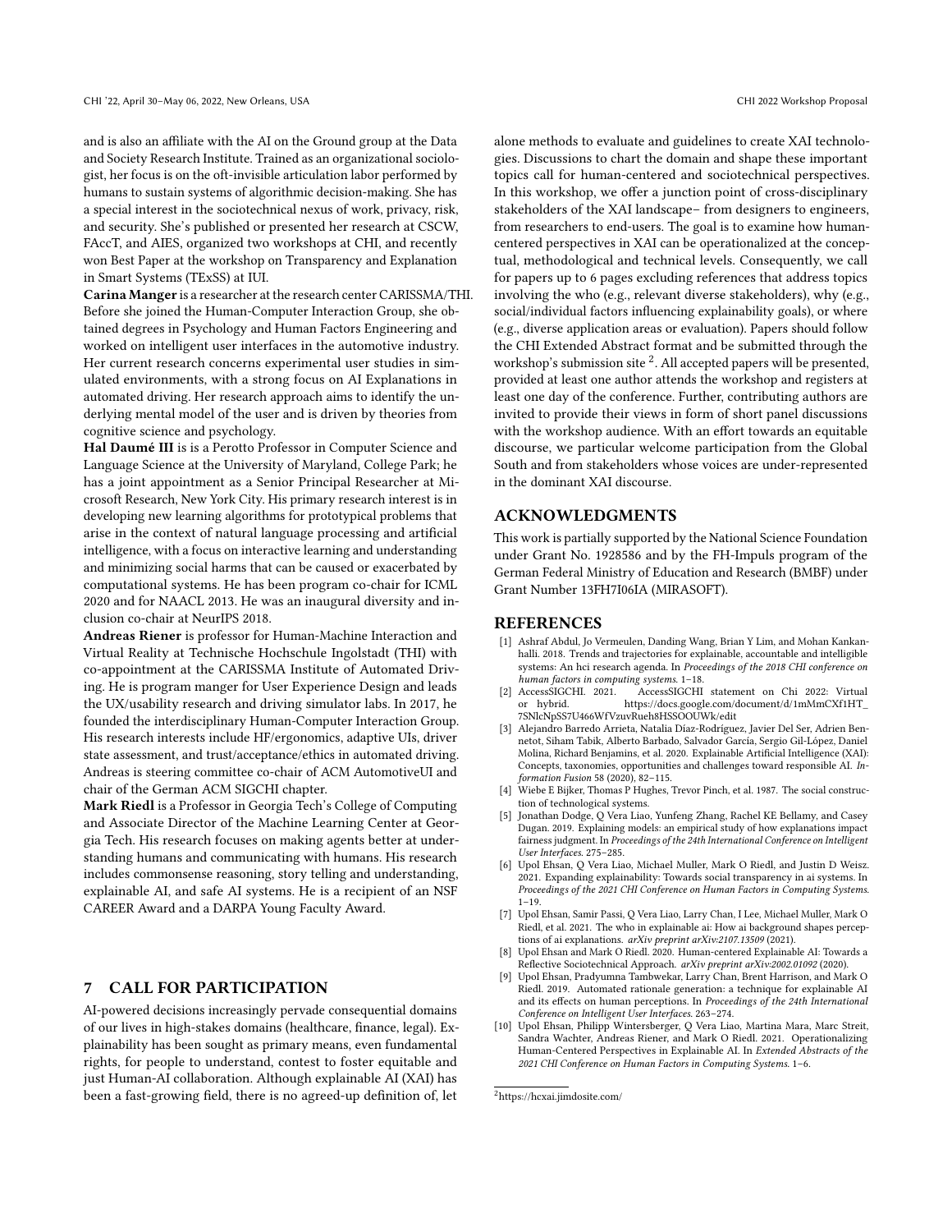and is also an affiliate with the AI on the Ground group at the Data and Society Research Institute. Trained as an organizational sociologist, her focus is on the oft-invisible articulation labor performed by humans to sustain systems of algorithmic decision-making. She has a special interest in the sociotechnical nexus of work, privacy, risk, and security. She's published or presented her research at CSCW, FAccT, and AIES, organized two workshops at CHI, and recently won Best Paper at the workshop on Transparency and Explanation in Smart Systems (TExSS) at IUI.

**Carina Manger** is a researcher at the research center CARISSMA/THI. Before she joined the Human-Computer Interaction Group, she obtained degrees in Psychology and Human Factors Engineering and worked on intelligent user interfaces in the automotive industry. Her current research concerns experimental user studies in simulated environments, with a strong focus on AI Explanations in automated driving. Her research approach aims to identify the underlying mental model of the user and is driven by theories from cognitive science and psychology.

**Hal Daumé III** is is a Perotto Professor in Computer Science and Language Science at the University of Maryland, College Park; he has a joint appointment as a Senior Principal Researcher at Microsoft Research, New York City. His primary research interest is in developing new learning algorithms for prototypical problems that arise in the context of natural language processing and artificial intelligence, with a focus on interactive learning and understanding and minimizing social harms that can be caused or exacerbated by computational systems. He has been program co-chair for ICML 2020 and for NAACL 2013. He was an inaugural diversity and inclusion co-chair at NeurIPS 2018.

**Andreas Riener** is professor for Human-Machine Interaction and Virtual Reality at Technische Hochschule Ingolstadt (THI) with co-appointment at the CARISSMA Institute of Automated Driving. He is program manger for User Experience Design and leads the UX/usability research and driving simulator labs. In 2017, he founded the interdisciplinary Human-Computer Interaction Group. His research interests include HF/ergonomics, adaptive UIs, driver state assessment, and trust/acceptance/ethics in automated driving. Andreas is steering committee co-chair of ACM AutomotiveUI and chair of the German ACM SIGCHI chapter.

**Mark Riedl** is a Professor in Georgia Tech's College of Computing and Associate Director of the Machine Learning Center at Georgia Tech. His research focuses on making agents better at understanding humans and communicating with humans. His research includes commonsense reasoning, story telling and understanding, explainable AI, and safe AI systems. He is a recipient of an NSF CAREER Award and a DARPA Young Faculty Award.

## 7 CALL FOR PARTICIPATION

AI-powered decisions increasingly pervade consequential domains of our lives in high-stakes domains (healthcare, finance, legal). Explainability has been sought as primary means, even fundamental rights, for people to understand, contest to foster equitable and just Human-AI collaboration. Although explainable AI (XAI) has been a fast-growing field, there is no agreed-up definition of, let alone methods to evaluate and guidelines to create XAI technologies. Discussions to chart the domain and shape these important topics call for human-centered and sociotechnical perspectives. In this workshop, we offer a junction point of cross-disciplinary stakeholders of the XAI landscape– from designers to engineers, from researchers to end-users. The goal is to examine how human-centered perspectives in XAI can be operationalized at the conceptual, methodological and technical levels. Consequently, we call for papers up to 6 pages excluding references that address topics involving the who (e.g., relevant diverse stakeholders), why (e.g., social/individual factors influencing explainability goals), or where (e.g., diverse application areas or evaluation). Papers should follow the CHI Extended Abstract format and be submitted through the workshop's submission site [2]. All accepted papers will be presented, provided at least one author attends the workshop and registers at least one day of the conference. Further, contributing authors are invited to provide their views in form of short panel discussions with the workshop audience. With an effort towards an equitable discourse, we particular welcome participation from the Global South and from stakeholders whose voices are under-represented in the dominant XAI discourse.

## ACKNOWLEDGMENTS

This work is partially supported by the National Science Foundation under Grant No. 1928586 and by the FH-Impuls program of the German Federal Ministry of Education and Research (BMBF) under Grant Number 13FH7I06IA (MIRASOFT).

## REFERENCES

[1] Ashraf Abdul, Jo Vermeulen, Danding Wang, Brian Y Lim, and Mohan Kankanhalli. 2018. Trends and trajectories for explainable, accountable and intelligible systems: An hci research agenda. In *Proceedings of the 2018 CHI conference on human factors in computing systems*. 1–18.

[2] AccessSIGCHI. 2021. AccessSIGCHI statement on Chi 2022: Virtual or hybrid. https://docs.google.com/document/d/1mMmCXf1HT_7SNlcNpSS7U466WfVzuvRueh8HSSOOUWk/edit

[3] Alejandro Barredo Arrieta, Natalia Díaz-Rodríguez, Javier Del Ser, Adrien Bennetot, Siham Tabik, Alberto Barbado, Salvador García, Sergio Gil-López, Daniel Molina, Richard Benjamins, et al. 2020. Explainable Artificial Intelligence (XAI): Concepts, taxonomies, opportunities and challenges toward responsible AI. *Information Fusion* 58 (2020), 82–115.

[4] Wiebe E Bijker, Thomas P Hughes, Trevor Pinch, et al. 1987. The social construction of technological systems.

[5] Jonathan Dodge, Q Vera Liao, Yunfeng Zhang, Rachel KE Bellamy, and Casey Dugan. 2019. Explaining models: an empirical study of how explanations impact fairness judgment. In *Proceedings of the 24th International Conference on Intelligent User Interfaces*. 275–285.

[6] Upol Ehsan, Q Vera Liao, Michael Muller, Mark O Riedl, and Justin D Weisz. 2021. Expanding explainability: Towards social transparency in ai systems. In *Proceedings of the 2021 CHI Conference on Human Factors in Computing Systems*. 1–19.

[7] Upol Ehsan, Samir Passi, Q Vera Liao, Larry Chan, I Lee, Michael Muller, Mark O Riedl, et al. 2021. The who in explainable ai: How ai background shapes perceptions of ai explanations. *arXiv preprint arXiv:2107.13509* (2021).

[8] Upol Ehsan and Mark O Riedl. 2020. Human-centered Explainable AI: Towards a Reflective Sociotechnical Approach. *arXiv preprint arXiv:2002.01092* (2020).

[9] Upol Ehsan, Pradyumna Tambwekar, Larry Chan, Brent Harrison, and Mark O Riedl. 2019. Automated rationale generation: a technique for explainable AI and its effects on human perceptions. In *Proceedings of the 24th International Conference on Intelligent User Interfaces*. 263–274.

[10] Upol Ehsan, Philipp Wintersberger, Q Vera Liao, Martina Mara, Marc Streit, Sandra Wachter, Andreas Riener, and Mark O Riedl. 2021. Operationalizing Human-Centered Perspectives in Explainable AI. In *Extended Abstracts of the 2021 CHI Conference on Human Factors in Computing Systems*. 1–6.

[2] https://hcxai.jimdosite.com/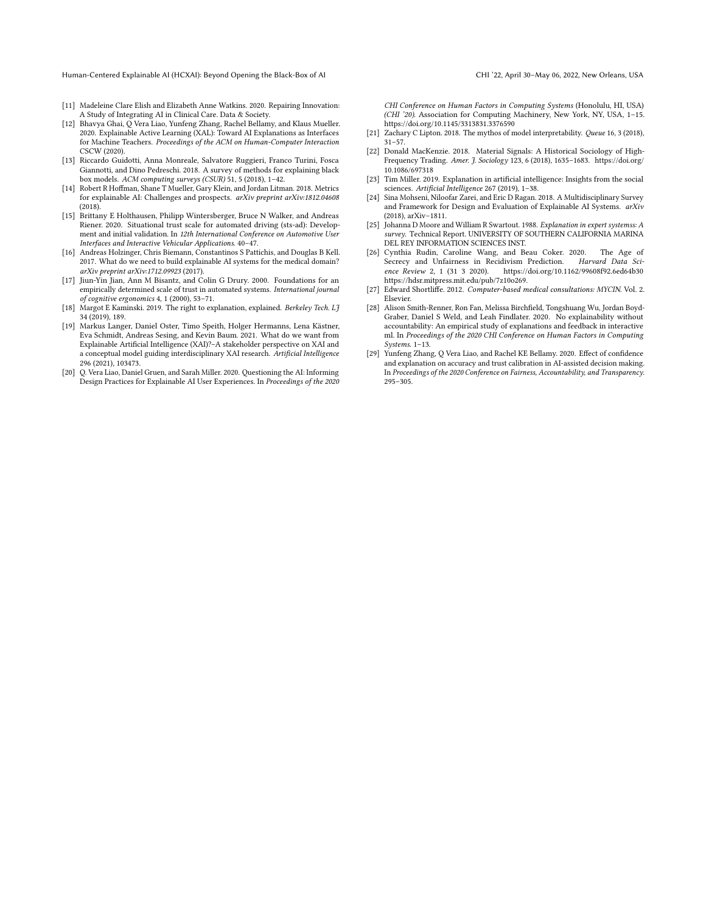[11] Madeleine Clare Elish and Elizabeth Anne Watkins. 2020. Repairing Innovation: A Study of Integrating AI in Clinical Care. Data & Society.

[12] Bhavya Ghai, Q Vera Liao, Yunfeng Zhang, Rachel Bellamy, and Klaus Mueller. 2020. Explainable Active Learning (XAL): Toward AI Explanations as Interfaces for Machine Teachers. *Proceedings of the ACM on Human-Computer Interaction* CSCW (2020).

[13] Riccardo Guidotti, Anna Monreale, Salvatore Ruggieri, Franco Turini, Fosca Giannotti, and Dino Pedreschi. 2018. A survey of methods for explaining black box models. *ACM computing surveys (CSUR)* 51, 5 (2018), 1–42.

[14] Robert R Hoffman, Shane T Mueller, Gary Klein, and Jordan Litman. 2018. Metrics for explainable AI: Challenges and prospects. *arXiv preprint arXiv:1812.04608* (2018).

[15] Brittany E Holthausen, Philipp Wintersberger, Bruce N Walker, and Andreas Riener. 2020. Situational trust scale for automated driving (sts-ad): Development and initial validation. In *12th International Conference on Automotive User Interfaces and Interactive Vehicular Applications*. 40–47.

[16] Andreas Holzinger, Chris Biemann, Constantinos S Pattichis, and Douglas B Kell. 2017. What do we need to build explainable AI systems for the medical domain? *arXiv preprint arXiv:1712.09923* (2017).

[17] Jiun-Yin Jian, Ann M Bisantz, and Colin G Drury. 2000. Foundations for an empirically determined scale of trust in automated systems. *International journal of cognitive ergonomics* 4, 1 (2000), 53–71.

[18] Margot E Kaminski. 2019. The right to explanation, explained. *Berkeley Tech. LJ* 34 (2019), 189.

[19] Markus Langer, Daniel Oster, Timo Speith, Holger Hermanns, Lena Kästner, Eva Schmidt, Andreas Sesing, and Kevin Baum. 2021. What do we want from Explainable Artificial Intelligence (XAI)?–A stakeholder perspective on XAI and a conceptual model guiding interdisciplinary XAI research. *Artificial Intelligence* 296 (2021), 103473.

[20] Q. Vera Liao, Daniel Gruen, and Sarah Miller. 2020. Questioning the AI: Informing Design Practices for Explainable AI User Experiences. In *Proceedings of the 2020 CHI Conference on Human Factors in Computing Systems* (Honolulu, HI, USA) *(CHI '20)*. Association for Computing Machinery, New York, NY, USA, 1–15. https://doi.org/10.1145/3313831.3376590

[21] Zachary C Lipton. 2018. The mythos of model interpretability. *Queue* 16, 3 (2018), 31–57.

[22] Donald MacKenzie. 2018. Material Signals: A Historical Sociology of High-Frequency Trading. *Amer. J. Sociology* 123, 6 (2018), 1635–1683. https://doi.org/10.1086/697318

[23] Tim Miller. 2019. Explanation in artificial intelligence: Insights from the social sciences. *Artificial Intelligence* 267 (2019), 1–38.

[24] Sina Mohseni, Niloofar Zarei, and Eric D Ragan. 2018. A Multidisciplinary Survey and Framework for Design and Evaluation of Explainable AI Systems. *arXiv* (2018), arXiv–1811.

[25] Johanna D Moore and William R Swartout. 1988. *Explanation in expert systemss: A survey*. Technical Report. UNIVERSITY OF SOUTHERN CALIFORNIA MARINA DEL REY INFORMATION SCIENCES INST.

[26] Cynthia Rudin, Caroline Wang, and Beau Coker. 2020. The Age of Secrecy and Unfairness in Recidivism Prediction. *Harvard Data Science Review* 2, 1 (31 3 2020). https://doi.org/10.1162/99608f92.6ed64b30 https://hdsr.mitpress.mit.edu/pub/7z10o269.

[27] Edward Shortliffe. 2012. *Computer-based medical consultations: MYCIN*. Vol. 2. Elsevier.

[28] Alison Smith-Renner, Ron Fan, Melissa Birchfield, Tongshuang Wu, Jordan Boyd-Graber, Daniel S Weld, and Leah Findlater. 2020. No explainability without accountability: An empirical study of explanations and feedback in interactive ml. In *Proceedings of the 2020 CHI Conference on Human Factors in Computing Systems*. 1–13.

[29] Yunfeng Zhang, Q Vera Liao, and Rachel KE Bellamy. 2020. Effect of confidence and explanation on accuracy and trust calibration in AI-assisted decision making. In *Proceedings of the 2020 Conference on Fairness, Accountability, and Transparency*. 295–305.